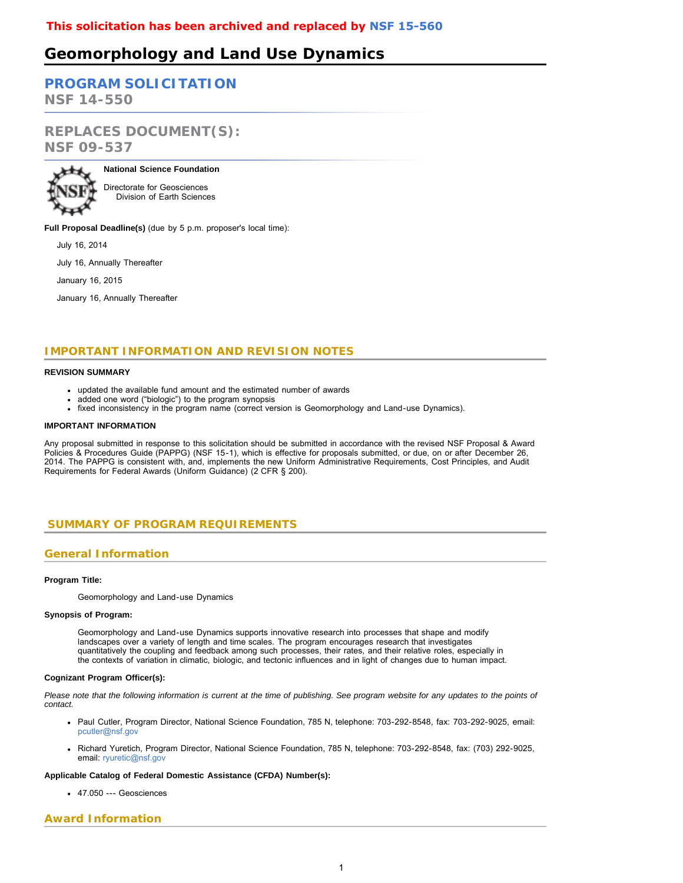**This solicitation has been archived and replaced by NSF 15-560**

# Geomorphology and Land Use Dynamics

## PROGRAM SOLICITATION
## NSF 14-550

## REPLACES DOCUMENT(S):
## NSF 09-537

**National Science Foundation**

Directorate for Geosciences
Division of Earth Sciences

**Full Proposal Deadline(s)** (due by 5 p.m. proposer's local time):

July 16, 2014

July 16, Annually Thereafter

January 16, 2015

January 16, Annually Thereafter

## IMPORTANT INFORMATION AND REVISION NOTES

**REVISION SUMMARY**

- updated the available fund amount and the estimated number of awards
- added one word ("biologic") to the program synopsis
- fixed inconsistency in the program name (correct version is Geomorphology and Land-use Dynamics).

**IMPORTANT INFORMATION**

Any proposal submitted in response to this solicitation should be submitted in accordance with the revised NSF Proposal & Award Policies & Procedures Guide (PAPPG) (NSF 15-1), which is effective for proposals submitted, or due, on or after December 26, 2014. The PAPPG is consistent with, and, implements the new Uniform Administrative Requirements, Cost Principles, and Audit Requirements for Federal Awards (Uniform Guidance) (2 CFR § 200).

## SUMMARY OF PROGRAM REQUIREMENTS

### General Information

**Program Title:**

Geomorphology and Land-use Dynamics

**Synopsis of Program:**

Geomorphology and Land-use Dynamics supports innovative research into processes that shape and modify landscapes over a variety of length and time scales. The program encourages research that investigates quantitatively the coupling and feedback among such processes, their rates, and their relative roles, especially in the contexts of variation in climatic, biologic, and tectonic influences and in light of changes due to human impact.

**Cognizant Program Officer(s):**

*Please note that the following information is current at the time of publishing. See program website for any updates to the points of contact.*

- Paul Cutler, Program Director, National Science Foundation, 785 N, telephone: 703-292-8548, fax: 703-292-9025, email: pcutler@nsf.gov
- Richard Yuretich, Program Director, National Science Foundation, 785 N, telephone: 703-292-8548, fax: (703) 292-9025, email: ryuretic@nsf.gov

**Applicable Catalog of Federal Domestic Assistance (CFDA) Number(s):**

- 47.050 --- Geosciences

### Award Information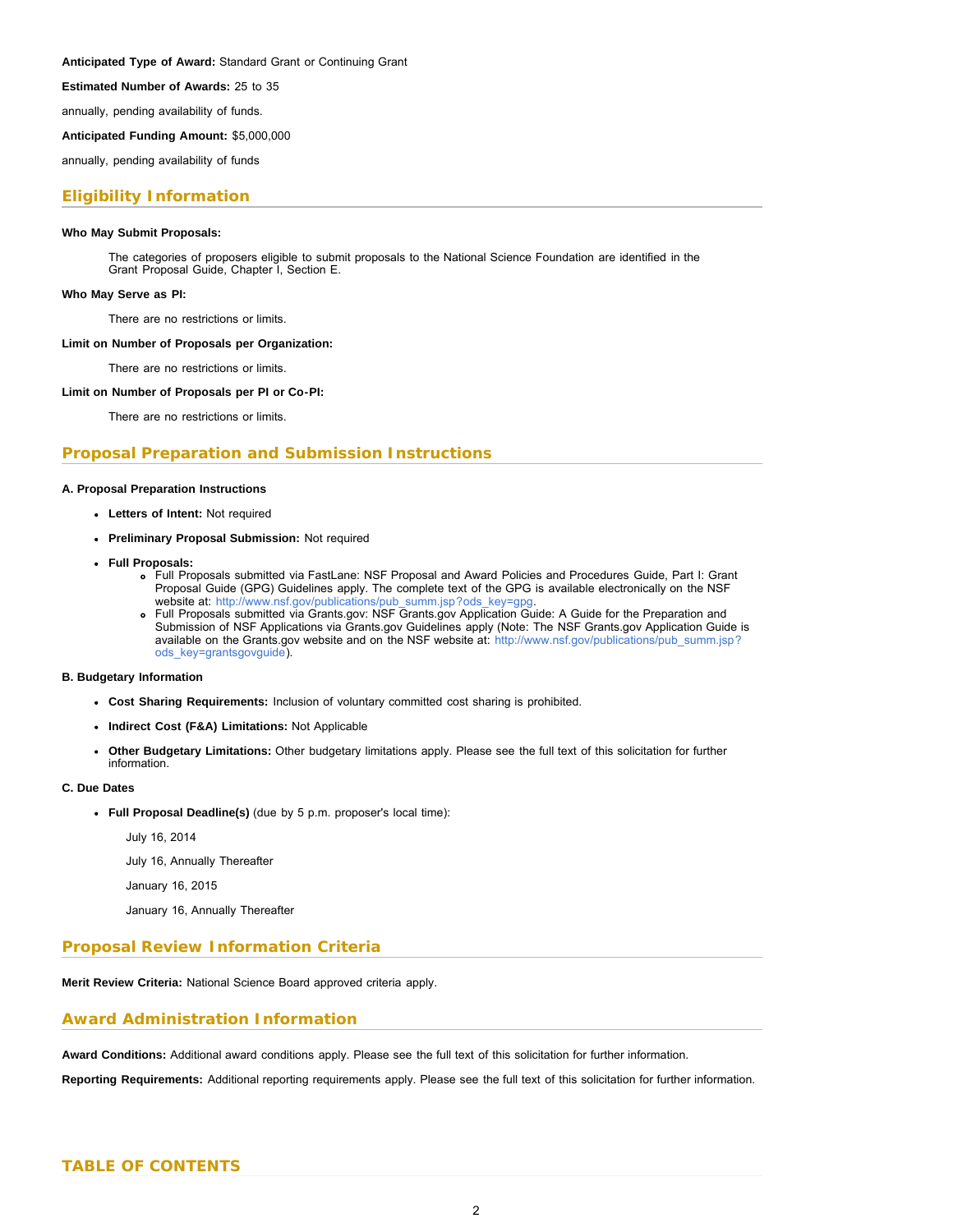**Anticipated Type of Award:** Standard Grant or Continuing Grant

**Estimated Number of Awards:** 25 to 35

annually, pending availability of funds.

**Anticipated Funding Amount:** $5,000,000

annually, pending availability of funds

## Eligibility Information

**Who May Submit Proposals:**

The categories of proposers eligible to submit proposals to the National Science Foundation are identified in the Grant Proposal Guide, Chapter I, Section E.

**Who May Serve as PI:**

There are no restrictions or limits.

**Limit on Number of Proposals per Organization:**

There are no restrictions or limits.

**Limit on Number of Proposals per PI or Co-PI:**

There are no restrictions or limits.

## Proposal Preparation and Submission Instructions

**A. Proposal Preparation Instructions**

- **Letters of Intent:** Not required
- **Preliminary Proposal Submission:** Not required
- **Full Proposals:**
  - Full Proposals submitted via FastLane: NSF Proposal and Award Policies and Procedures Guide, Part I: Grant Proposal Guide (GPG) Guidelines apply. The complete text of the GPG is available electronically on the NSF website at: http://www.nsf.gov/publications/pub_summ.jsp?ods_key=gpg.
  - Full Proposals submitted via Grants.gov: NSF Grants.gov Application Guide: A Guide for the Preparation and Submission of NSF Applications via Grants.gov Guidelines apply (Note: The NSF Grants.gov Application Guide is available on the Grants.gov website and on the NSF website at: http://www.nsf.gov/publications/pub_summ.jsp?ods_key=grantsgovguide).

**B. Budgetary Information**

- **Cost Sharing Requirements:** Inclusion of voluntary committed cost sharing is prohibited.
- **Indirect Cost (F&A) Limitations:** Not Applicable
- **Other Budgetary Limitations:** Other budgetary limitations apply. Please see the full text of this solicitation for further information.

**C. Due Dates**

- **Full Proposal Deadline(s)** (due by 5 p.m. proposer's local time):

  July 16, 2014

  July 16, Annually Thereafter

  January 16, 2015

  January 16, Annually Thereafter

## Proposal Review Information Criteria

**Merit Review Criteria:** National Science Board approved criteria apply.

## Award Administration Information

**Award Conditions:** Additional award conditions apply. Please see the full text of this solicitation for further information.

**Reporting Requirements:** Additional reporting requirements apply. Please see the full text of this solicitation for further information.

## TABLE OF CONTENTS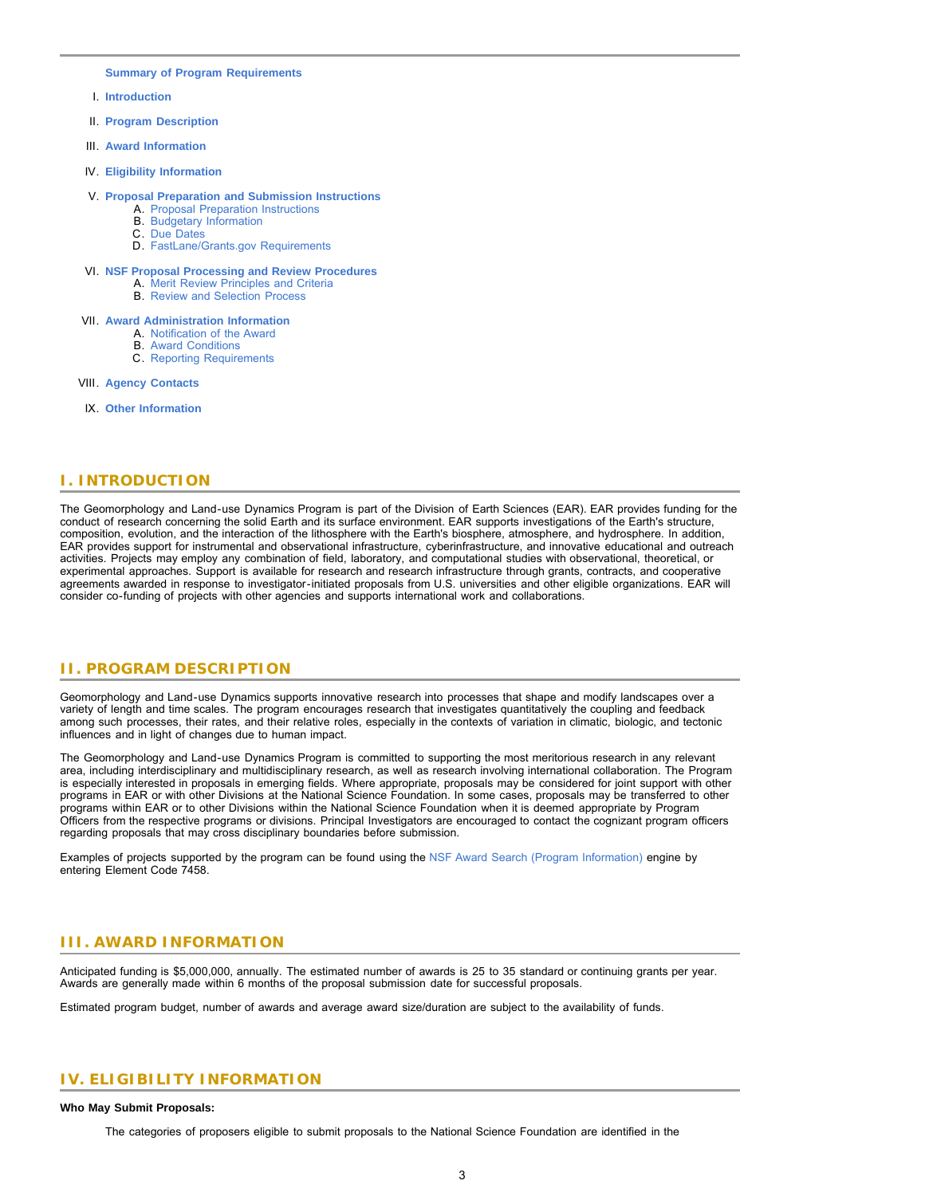**Summary of Program Requirements**

I. **Introduction**

II. **Program Description**

III. **Award Information**

IV. **Eligibility Information**

V. **Proposal Preparation and Submission Instructions**
   A. Proposal Preparation Instructions
   B. Budgetary Information
   C. Due Dates
   D. FastLane/Grants.gov Requirements

VI. **NSF Proposal Processing and Review Procedures**
   A. Merit Review Principles and Criteria
   B. Review and Selection Process

VII. **Award Administration Information**
   A. Notification of the Award
   B. Award Conditions
   C. Reporting Requirements

VIII. **Agency Contacts**

IX. **Other Information**

## I. INTRODUCTION

The Geomorphology and Land-use Dynamics Program is part of the Division of Earth Sciences (EAR). EAR provides funding for the conduct of research concerning the solid Earth and its surface environment. EAR supports investigations of the Earth's structure, composition, evolution, and the interaction of the lithosphere with the Earth's biosphere, atmosphere, and hydrosphere. In addition, EAR provides support for instrumental and observational infrastructure, cyberinfrastructure, and innovative educational and outreach activities. Projects may employ any combination of field, laboratory, and computational studies with observational, theoretical, or experimental approaches. Support is available for research and research infrastructure through grants, contracts, and cooperative agreements awarded in response to investigator-initiated proposals from U.S. universities and other eligible organizations. EAR will consider co-funding of projects with other agencies and supports international work and collaborations.

## II. PROGRAM DESCRIPTION

Geomorphology and Land-use Dynamics supports innovative research into processes that shape and modify landscapes over a variety of length and time scales. The program encourages research that investigates quantitatively the coupling and feedback among such processes, their rates, and their relative roles, especially in the contexts of variation in climatic, biologic, and tectonic influences and in light of changes due to human impact.

The Geomorphology and Land-use Dynamics Program is committed to supporting the most meritorious research in any relevant area, including interdisciplinary and multidisciplinary research, as well as research involving international collaboration. The Program is especially interested in proposals in emerging fields. Where appropriate, proposals may be considered for joint support with other programs in EAR or with other Divisions at the National Science Foundation. In some cases, proposals may be transferred to other programs within EAR or to other Divisions within the National Science Foundation when it is deemed appropriate by Program Officers from the respective programs or divisions. Principal Investigators are encouraged to contact the cognizant program officers regarding proposals that may cross disciplinary boundaries before submission.

Examples of projects supported by the program can be found using the NSF Award Search (Program Information) engine by entering Element Code 7458.

## III. AWARD INFORMATION

Anticipated funding is $5,000,000, annually. The estimated number of awards is 25 to 35 standard or continuing grants per year. Awards are generally made within 6 months of the proposal submission date for successful proposals.

Estimated program budget, number of awards and average award size/duration are subject to the availability of funds.

## IV. ELIGIBILITY INFORMATION

**Who May Submit Proposals:**

The categories of proposers eligible to submit proposals to the National Science Foundation are identified in the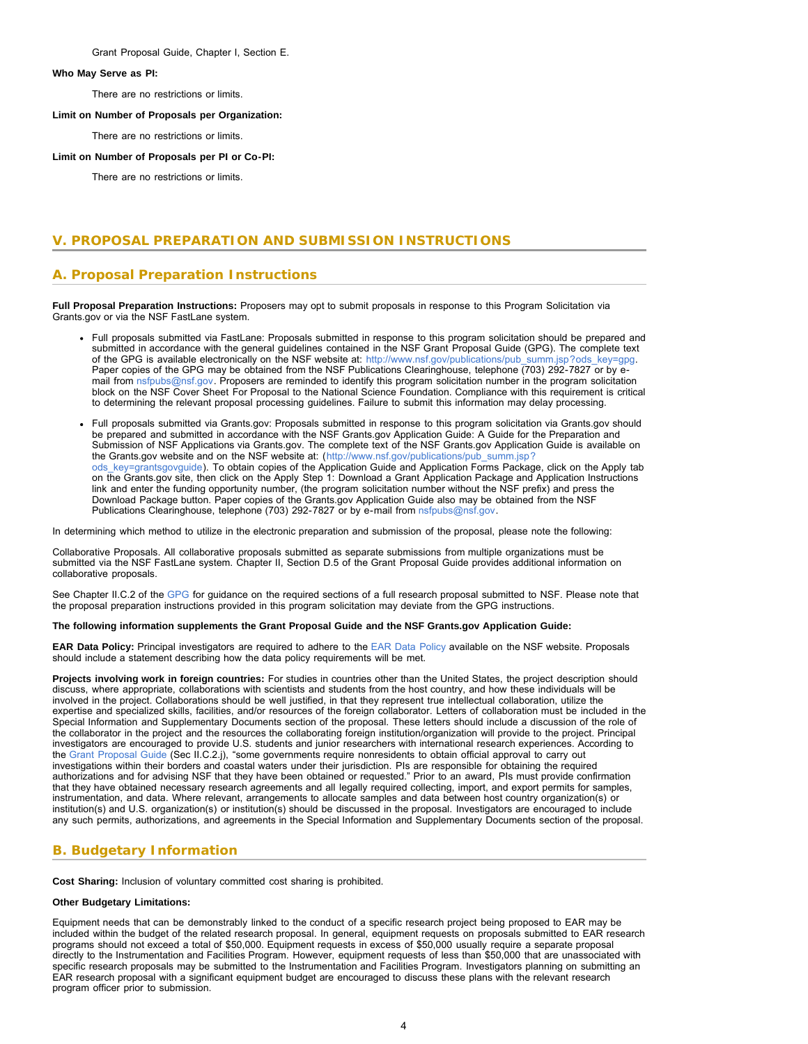Grant Proposal Guide, Chapter I, Section E.

**Who May Serve as PI:**

There are no restrictions or limits.

**Limit on Number of Proposals per Organization:**

There are no restrictions or limits.

**Limit on Number of Proposals per PI or Co-PI:**

There are no restrictions or limits.

## V. PROPOSAL PREPARATION AND SUBMISSION INSTRUCTIONS

### A. Proposal Preparation Instructions

**Full Proposal Preparation Instructions:** Proposers may opt to submit proposals in response to this Program Solicitation via Grants.gov or via the NSF FastLane system.

- Full proposals submitted via FastLane: Proposals submitted in response to this program solicitation should be prepared and submitted in accordance with the general guidelines contained in the NSF Grant Proposal Guide (GPG). The complete text of the GPG is available electronically on the NSF website at: http://www.nsf.gov/publications/pub_summ.jsp?ods_key=gpg. Paper copies of the GPG may be obtained from the NSF Publications Clearinghouse, telephone (703) 292-7827 or by e-mail from nsfpubs@nsf.gov. Proposers are reminded to identify this program solicitation number in the program solicitation block on the NSF Cover Sheet For Proposal to the National Science Foundation. Compliance with this requirement is critical to determining the relevant proposal processing guidelines. Failure to submit this information may delay processing.
- Full proposals submitted via Grants.gov: Proposals submitted in response to this program solicitation via Grants.gov should be prepared and submitted in accordance with the NSF Grants.gov Application Guide: A Guide for the Preparation and Submission of NSF Applications via Grants.gov. The complete text of the NSF Grants.gov Application Guide is available on the Grants.gov website and on the NSF website at: (http://www.nsf.gov/publications/pub_summ.jsp?ods_key=grantsgovguide). To obtain copies of the Application Guide and Application Forms Package, click on the Apply tab on the Grants.gov site, then click on the Apply Step 1: Download a Grant Application Package and Application Instructions link and enter the funding opportunity number, (the program solicitation number without the NSF prefix) and press the Download Package button. Paper copies of the Grants.gov Application Guide also may be obtained from the NSF Publications Clearinghouse, telephone (703) 292-7827 or by e-mail from nsfpubs@nsf.gov.

In determining which method to utilize in the electronic preparation and submission of the proposal, please note the following:

Collaborative Proposals. All collaborative proposals submitted as separate submissions from multiple organizations must be submitted via the NSF FastLane system. Chapter II, Section D.5 of the Grant Proposal Guide provides additional information on collaborative proposals.

See Chapter II.C.2 of the GPG for guidance on the required sections of a full research proposal submitted to NSF. Please note that the proposal preparation instructions provided in this program solicitation may deviate from the GPG instructions.

**The following information supplements the Grant Proposal Guide and the NSF Grants.gov Application Guide:**

**EAR Data Policy:** Principal investigators are required to adhere to the EAR Data Policy available on the NSF website. Proposals should include a statement describing how the data policy requirements will be met.

**Projects involving work in foreign countries:** For studies in countries other than the United States, the project description should discuss, where appropriate, collaborations with scientists and students from the host country, and how these individuals will be involved in the project. Collaborations should be well justified, in that they represent true intellectual collaboration, utilize the expertise and specialized skills, facilities, and/or resources of the foreign collaborator. Letters of collaboration must be included in the Special Information and Supplementary Documents section of the proposal. These letters should include a discussion of the role of the collaborator in the project and the resources the collaborating foreign institution/organization will provide to the project. Principal investigators are encouraged to provide U.S. students and junior researchers with international research experiences. According to the Grant Proposal Guide (Sec II.C.2.j), "some governments require nonresidents to obtain official approval to carry out investigations within their borders and coastal waters under their jurisdiction. PIs are responsible for obtaining the required authorizations and for advising NSF that they have been obtained or requested." Prior to an award, PIs must provide confirmation that they have obtained necessary research agreements and all legally required collecting, import, and export permits for samples, instrumentation, and data. Where relevant, arrangements to allocate samples and data between host country organization(s) or institution(s) and U.S. organization(s) or institution(s) should be discussed in the proposal. Investigators are encouraged to include any such permits, authorizations, and agreements in the Special Information and Supplementary Documents section of the proposal.

### B. Budgetary Information

**Cost Sharing:** Inclusion of voluntary committed cost sharing is prohibited.

**Other Budgetary Limitations:**

Equipment needs that can be demonstrably linked to the conduct of a specific research project being proposed to EAR may be included within the budget of the related research proposal. In general, equipment requests on proposals submitted to EAR research programs should not exceed a total of $50,000. Equipment requests in excess of $50,000 usually require a separate proposal directly to the Instrumentation and Facilities Program. However, equipment requests of less than $50,000 that are unassociated with specific research proposals may be submitted to the Instrumentation and Facilities Program. Investigators planning on submitting an EAR research proposal with a significant equipment budget are encouraged to discuss these plans with the relevant research program officer prior to submission.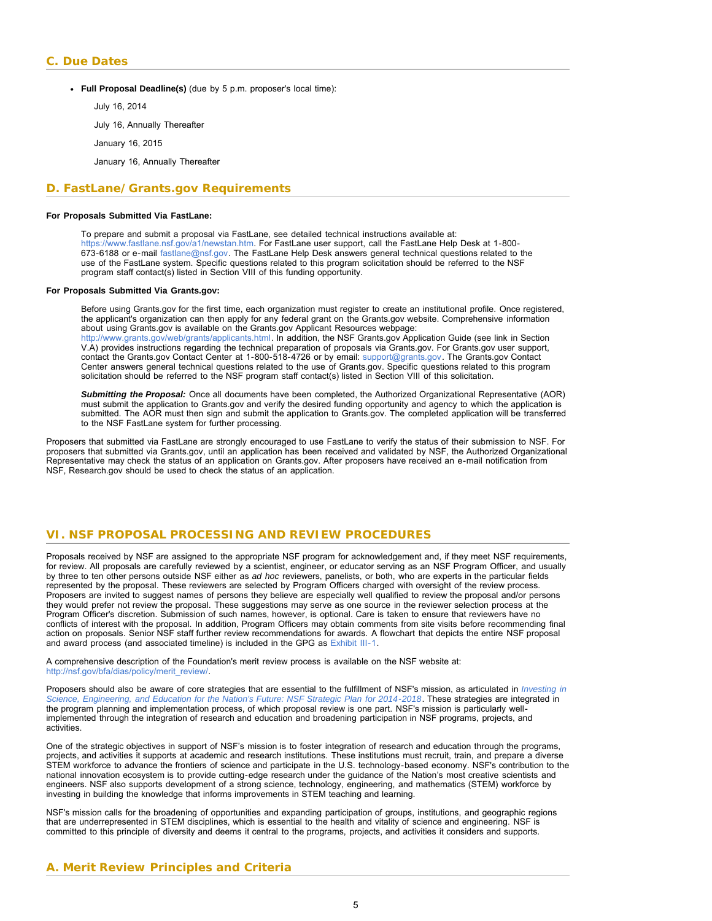## C. Due Dates

- **Full Proposal Deadline(s)** (due by 5 p.m. proposer's local time):

  July 16, 2014

  July 16, Annually Thereafter

  January 16, 2015

  January 16, Annually Thereafter

## D. FastLane/Grants.gov Requirements

**For Proposals Submitted Via FastLane:**

To prepare and submit a proposal via FastLane, see detailed technical instructions available at: https://www.fastlane.nsf.gov/a1/newstan.htm. For FastLane user support, call the FastLane Help Desk at 1-800-673-6188 or e-mail fastlane@nsf.gov. The FastLane Help Desk answers general technical questions related to the use of the FastLane system. Specific questions related to this program solicitation should be referred to the NSF program staff contact(s) listed in Section VIII of this funding opportunity.

**For Proposals Submitted Via Grants.gov:**

Before using Grants.gov for the first time, each organization must register to create an institutional profile. Once registered, the applicant's organization can then apply for any federal grant on the Grants.gov website. Comprehensive information about using Grants.gov is available on the Grants.gov Applicant Resources webpage: http://www.grants.gov/web/grants/applicants.html. In addition, the NSF Grants.gov Application Guide (see link in Section V.A) provides instructions regarding the technical preparation of proposals via Grants.gov. For Grants.gov user support, contact the Grants.gov Contact Center at 1-800-518-4726 or by email: support@grants.gov. The Grants.gov Contact Center answers general technical questions related to the use of Grants.gov. Specific questions related to this program solicitation should be referred to the NSF program staff contact(s) listed in Section VIII of this solicitation.

***Submitting the Proposal:*** Once all documents have been completed, the Authorized Organizational Representative (AOR) must submit the application to Grants.gov and verify the desired funding opportunity and agency to which the application is submitted. The AOR must then sign and submit the application to Grants.gov. The completed application will be transferred to the NSF FastLane system for further processing.

Proposers that submitted via FastLane are strongly encouraged to use FastLane to verify the status of their submission to NSF. For proposers that submitted via Grants.gov, until an application has been received and validated by NSF, the Authorized Organizational Representative may check the status of an application on Grants.gov. After proposers have received an e-mail notification from NSF, Research.gov should be used to check the status of an application.

# VI. NSF PROPOSAL PROCESSING AND REVIEW PROCEDURES

Proposals received by NSF are assigned to the appropriate NSF program for acknowledgement and, if they meet NSF requirements, for review. All proposals are carefully reviewed by a scientist, engineer, or educator serving as an NSF Program Officer, and usually by three to ten other persons outside NSF either as *ad hoc* reviewers, panelists, or both, who are experts in the particular fields represented by the proposal. These reviewers are selected by Program Officers charged with oversight of the review process. Proposers are invited to suggest names of persons they believe are especially well qualified to review the proposal and/or persons they would prefer not review the proposal. These suggestions may serve as one source in the reviewer selection process at the Program Officer's discretion. Submission of such names, however, is optional. Care is taken to ensure that reviewers have no conflicts of interest with the proposal. In addition, Program Officers may obtain comments from site visits before recommending final action on proposals. Senior NSF staff further review recommendations for awards. A flowchart that depicts the entire NSF proposal and award process (and associated timeline) is included in the GPG as Exhibit III-1.

A comprehensive description of the Foundation's merit review process is available on the NSF website at: http://nsf.gov/bfa/dias/policy/merit_review/.

Proposers should also be aware of core strategies that are essential to the fulfillment of NSF's mission, as articulated in *Investing in Science, Engineering, and Education for the Nation's Future: NSF Strategic Plan for 2014-2018*. These strategies are integrated in the program planning and implementation process, of which proposal review is one part. NSF's mission is particularly well-implemented through the integration of research and education and broadening participation in NSF programs, projects, and activities.

One of the strategic objectives in support of NSF's mission is to foster integration of research and education through the programs, projects, and activities it supports at academic and research institutions. These institutions must recruit, train, and prepare a diverse STEM workforce to advance the frontiers of science and participate in the U.S. technology-based economy. NSF's contribution to the national innovation ecosystem is to provide cutting-edge research under the guidance of the Nation's most creative scientists and engineers. NSF also supports development of a strong science, technology, engineering, and mathematics (STEM) workforce by investing in building the knowledge that informs improvements in STEM teaching and learning.

NSF's mission calls for the broadening of opportunities and expanding participation of groups, institutions, and geographic regions that are underrepresented in STEM disciplines, which is essential to the health and vitality of science and engineering. NSF is committed to this principle of diversity and deems it central to the programs, projects, and activities it considers and supports.

## A. Merit Review Principles and Criteria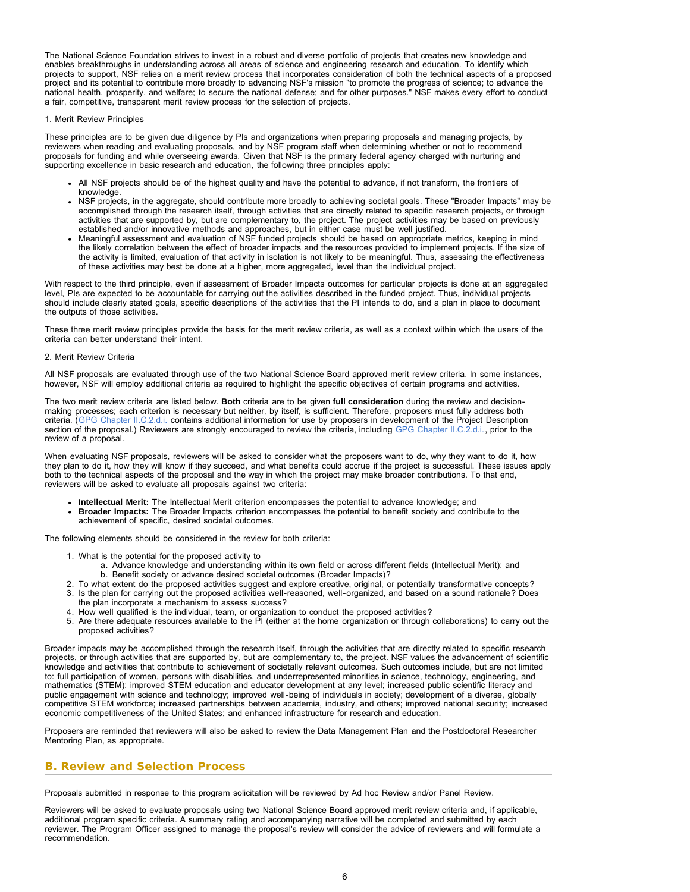The National Science Foundation strives to invest in a robust and diverse portfolio of projects that creates new knowledge and enables breakthroughs in understanding across all areas of science and engineering research and education. To identify which projects to support, NSF relies on a merit review process that incorporates consideration of both the technical aspects of a proposed project and its potential to contribute more broadly to advancing NSF's mission "to promote the progress of science; to advance the national health, prosperity, and welfare; to secure the national defense; and for other purposes." NSF makes every effort to conduct a fair, competitive, transparent merit review process for the selection of projects.

1. Merit Review Principles

These principles are to be given due diligence by PIs and organizations when preparing proposals and managing projects, by reviewers when reading and evaluating proposals, and by NSF program staff when determining whether or not to recommend proposals for funding and while overseeing awards. Given that NSF is the primary federal agency charged with nurturing and supporting excellence in basic research and education, the following three principles apply:

- All NSF projects should be of the highest quality and have the potential to advance, if not transform, the frontiers of knowledge.
- NSF projects, in the aggregate, should contribute more broadly to achieving societal goals. These "Broader Impacts" may be accomplished through the research itself, through activities that are directly related to specific research projects, or through activities that are supported by, but are complementary to, the project. The project activities may be based on previously established and/or innovative methods and approaches, but in either case must be well justified.
- Meaningful assessment and evaluation of NSF funded projects should be based on appropriate metrics, keeping in mind the likely correlation between the effect of broader impacts and the resources provided to implement projects. If the size of the activity is limited, evaluation of that activity in isolation is not likely to be meaningful. Thus, assessing the effectiveness of these activities may best be done at a higher, more aggregated, level than the individual project.

With respect to the third principle, even if assessment of Broader Impacts outcomes for particular projects is done at an aggregated level, PIs are expected to be accountable for carrying out the activities described in the funded project. Thus, individual projects should include clearly stated goals, specific descriptions of the activities that the PI intends to do, and a plan in place to document the outputs of those activities.

These three merit review principles provide the basis for the merit review criteria, as well as a context within which the users of the criteria can better understand their intent.

2. Merit Review Criteria

All NSF proposals are evaluated through use of the two National Science Board approved merit review criteria. In some instances, however, NSF will employ additional criteria as required to highlight the specific objectives of certain programs and activities.

The two merit review criteria are listed below. **Both** criteria are to be given **full consideration** during the review and decision-making processes; each criterion is necessary but neither, by itself, is sufficient. Therefore, proposers must fully address both criteria. (GPG Chapter II.C.2.d.i. contains additional information for use by proposers in development of the Project Description section of the proposal.) Reviewers are strongly encouraged to review the criteria, including GPG Chapter II.C.2.d.i., prior to the review of a proposal.

When evaluating NSF proposals, reviewers will be asked to consider what the proposers want to do, why they want to do it, how they plan to do it, how they will know if they succeed, and what benefits could accrue if the project is successful. These issues apply both to the technical aspects of the proposal and the way in which the project may make broader contributions. To that end, reviewers will be asked to evaluate all proposals against two criteria:

- **Intellectual Merit:** The Intellectual Merit criterion encompasses the potential to advance knowledge; and
- **Broader Impacts:** The Broader Impacts criterion encompasses the potential to benefit society and contribute to the achievement of specific, desired societal outcomes.

The following elements should be considered in the review for both criteria:

1. What is the potential for the proposed activity to
   a. Advance knowledge and understanding within its own field or across different fields (Intellectual Merit); and
   b. Benefit society or advance desired societal outcomes (Broader Impacts)?
2. To what extent do the proposed activities suggest and explore creative, original, or potentially transformative concepts?
3. Is the plan for carrying out the proposed activities well-reasoned, well-organized, and based on a sound rationale? Does the plan incorporate a mechanism to assess success?
4. How well qualified is the individual, team, or organization to conduct the proposed activities?
5. Are there adequate resources available to the PI (either at the home organization or through collaborations) to carry out the proposed activities?

Broader impacts may be accomplished through the research itself, through the activities that are directly related to specific research projects, or through activities that are supported by, but are complementary to, the project. NSF values the advancement of scientific knowledge and activities that contribute to achievement of societally relevant outcomes. Such outcomes include, but are not limited to: full participation of women, persons with disabilities, and underrepresented minorities in science, technology, engineering, and mathematics (STEM); improved STEM education and educator development at any level; increased public scientific literacy and public engagement with science and technology; improved well-being of individuals in society; development of a diverse, globally competitive STEM workforce; increased partnerships between academia, industry, and others; improved national security; increased economic competitiveness of the United States; and enhanced infrastructure for research and education.

Proposers are reminded that reviewers will also be asked to review the Data Management Plan and the Postdoctoral Researcher Mentoring Plan, as appropriate.

## B. Review and Selection Process

Proposals submitted in response to this program solicitation will be reviewed by Ad hoc Review and/or Panel Review.

Reviewers will be asked to evaluate proposals using two National Science Board approved merit review criteria and, if applicable, additional program specific criteria. A summary rating and accompanying narrative will be completed and submitted by each reviewer. The Program Officer assigned to manage the proposal's review will consider the advice of reviewers and will formulate a recommendation.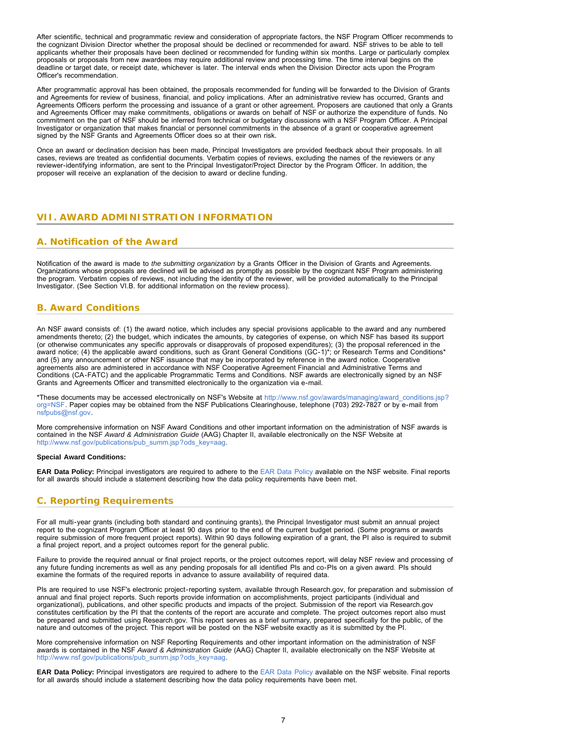After scientific, technical and programmatic review and consideration of appropriate factors, the NSF Program Officer recommends to the cognizant Division Director whether the proposal should be declined or recommended for award. NSF strives to be able to tell applicants whether their proposals have been declined or recommended for funding within six months. Large or particularly complex proposals or proposals from new awardees may require additional review and processing time. The time interval begins on the deadline or target date, or receipt date, whichever is later. The interval ends when the Division Director acts upon the Program Officer's recommendation.

After programmatic approval has been obtained, the proposals recommended for funding will be forwarded to the Division of Grants and Agreements for review of business, financial, and policy implications. After an administrative review has occurred, Grants and Agreements Officers perform the processing and issuance of a grant or other agreement. Proposers are cautioned that only a Grants and Agreements Officer may make commitments, obligations or awards on behalf of NSF or authorize the expenditure of funds. No commitment on the part of NSF should be inferred from technical or budgetary discussions with a NSF Program Officer. A Principal Investigator or organization that makes financial or personnel commitments in the absence of a grant or cooperative agreement signed by the NSF Grants and Agreements Officer does so at their own risk.

Once an award or declination decision has been made, Principal Investigators are provided feedback about their proposals. In all cases, reviews are treated as confidential documents. Verbatim copies of reviews, excluding the names of the reviewers or any reviewer-identifying information, are sent to the Principal Investigator/Project Director by the Program Officer. In addition, the proposer will receive an explanation of the decision to award or decline funding.

## VII. AWARD ADMINISTRATION INFORMATION

### A. Notification of the Award

Notification of the award is made to *the submitting organization* by a Grants Officer in the Division of Grants and Agreements. Organizations whose proposals are declined will be advised as promptly as possible by the cognizant NSF Program administering the program. Verbatim copies of reviews, not including the identity of the reviewer, will be provided automatically to the Principal Investigator. (See Section VI.B. for additional information on the review process).

### B. Award Conditions

An NSF award consists of: (1) the award notice, which includes any special provisions applicable to the award and any numbered amendments thereto; (2) the budget, which indicates the amounts, by categories of expense, on which NSF has based its support (or otherwise communicates any specific approvals or disapprovals of proposed expenditures); (3) the proposal referenced in the award notice; (4) the applicable award conditions, such as Grant General Conditions (GC-1)*; or Research Terms and Conditions* and (5) any announcement or other NSF issuance that may be incorporated by reference in the award notice. Cooperative agreements also are administered in accordance with NSF Cooperative Agreement Financial and Administrative Terms and Conditions (CA-FATC) and the applicable Programmatic Terms and Conditions. NSF awards are electronically signed by an NSF Grants and Agreements Officer and transmitted electronically to the organization via e-mail.

*These documents may be accessed electronically on NSF's Website at http://www.nsf.gov/awards/managing/award_conditions.jsp?org=NSF. Paper copies may be obtained from the NSF Publications Clearinghouse, telephone (703) 292-7827 or by e-mail from nsfpubs@nsf.gov.

More comprehensive information on NSF Award Conditions and other important information on the administration of NSF awards is contained in the NSF *Award & Administration Guide* (AAG) Chapter II, available electronically on the NSF Website at http://www.nsf.gov/publications/pub_summ.jsp?ods_key=aag.

**Special Award Conditions:**

**EAR Data Policy:** Principal investigators are required to adhere to the EAR Data Policy available on the NSF website. Final reports for all awards should include a statement describing how the data policy requirements have been met.

### C. Reporting Requirements

For all multi-year grants (including both standard and continuing grants), the Principal Investigator must submit an annual project report to the cognizant Program Officer at least 90 days prior to the end of the current budget period. (Some programs or awards require submission of more frequent project reports). Within 90 days following expiration of a grant, the PI also is required to submit a final project report, and a project outcomes report for the general public.

Failure to provide the required annual or final project reports, or the project outcomes report, will delay NSF review and processing of any future funding increments as well as any pending proposals for all identified PIs and co-PIs on a given award. PIs should examine the formats of the required reports in advance to assure availability of required data.

PIs are required to use NSF's electronic project-reporting system, available through Research.gov, for preparation and submission of annual and final project reports. Such reports provide information on accomplishments, project participants (individual and organizational), publications, and other specific products and impacts of the project. Submission of the report via Research.gov constitutes certification by the PI that the contents of the report are accurate and complete. The project outcomes report also must be prepared and submitted using Research.gov. This report serves as a brief summary, prepared specifically for the public, of the nature and outcomes of the project. This report will be posted on the NSF website exactly as it is submitted by the PI.

More comprehensive information on NSF Reporting Requirements and other important information on the administration of NSF awards is contained in the NSF *Award & Administration Guide* (AAG) Chapter II, available electronically on the NSF Website at http://www.nsf.gov/publications/pub_summ.jsp?ods_key=aag.

**EAR Data Policy:** Principal investigators are required to adhere to the EAR Data Policy available on the NSF website. Final reports for all awards should include a statement describing how the data policy requirements have been met.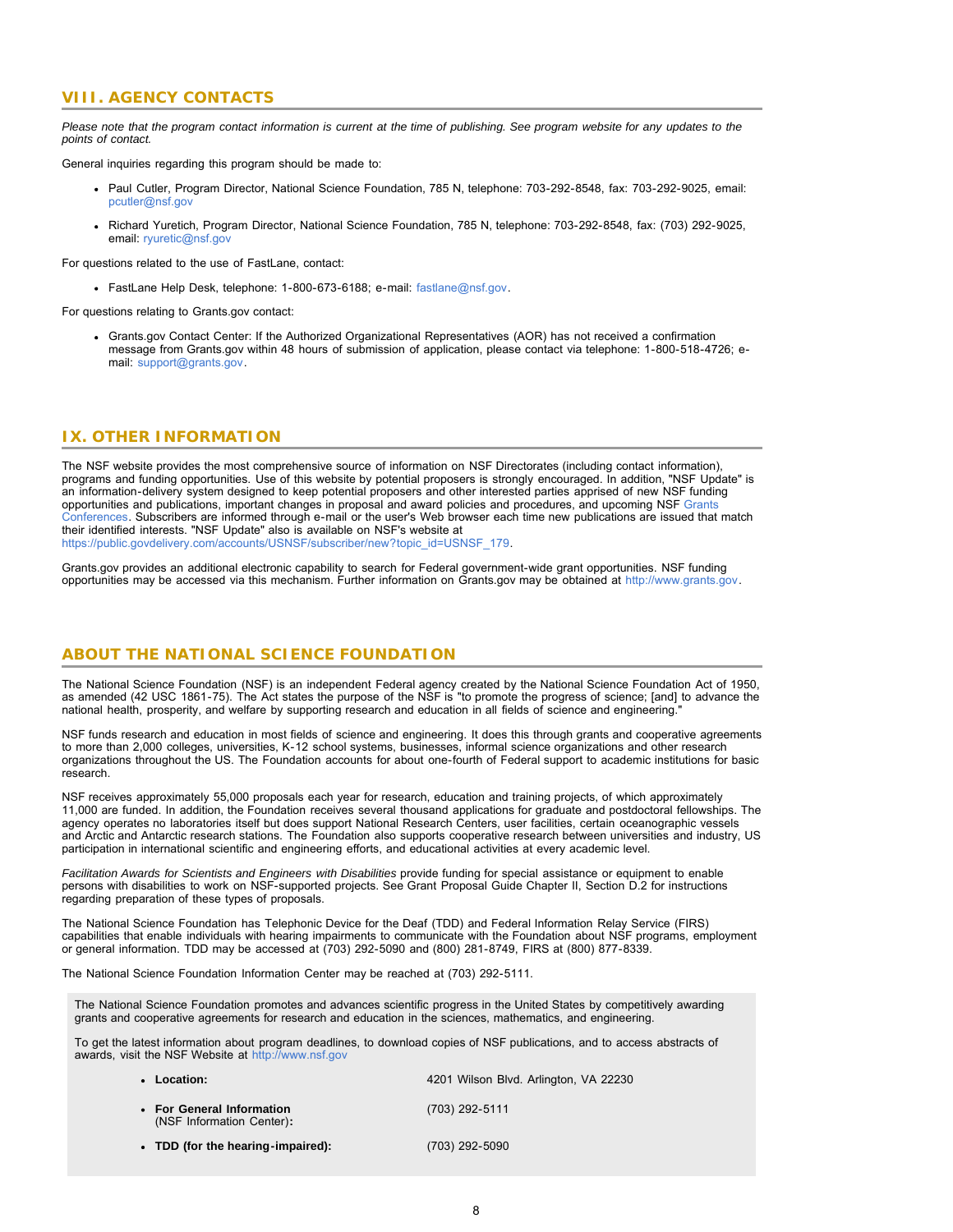## VIII. AGENCY CONTACTS

*Please note that the program contact information is current at the time of publishing. See program website for any updates to the points of contact.*

General inquiries regarding this program should be made to:

- Paul Cutler, Program Director, National Science Foundation, 785 N, telephone: 703-292-8548, fax: 703-292-9025, email: pcutler@nsf.gov
- Richard Yuretich, Program Director, National Science Foundation, 785 N, telephone: 703-292-8548, fax: (703) 292-9025, email: ryuretic@nsf.gov

For questions related to the use of FastLane, contact:

- FastLane Help Desk, telephone: 1-800-673-6188; e-mail: fastlane@nsf.gov.

For questions relating to Grants.gov contact:

- Grants.gov Contact Center: If the Authorized Organizational Representatives (AOR) has not received a confirmation message from Grants.gov within 48 hours of submission of application, please contact via telephone: 1-800-518-4726; e-mail: support@grants.gov.

## IX. OTHER INFORMATION

The NSF website provides the most comprehensive source of information on NSF Directorates (including contact information), programs and funding opportunities. Use of this website by potential proposers is strongly encouraged. In addition, "NSF Update" is an information-delivery system designed to keep potential proposers and other interested parties apprised of new NSF funding opportunities and publications, important changes in proposal and award policies and procedures, and upcoming NSF Grants Conferences. Subscribers are informed through e-mail or the user's Web browser each time new publications are issued that match their identified interests. "NSF Update" also is available on NSF's website at https://public.govdelivery.com/accounts/USNSF/subscriber/new?topic_id=USNSF_179.

Grants.gov provides an additional electronic capability to search for Federal government-wide grant opportunities. NSF funding opportunities may be accessed via this mechanism. Further information on Grants.gov may be obtained at http://www.grants.gov.

## ABOUT THE NATIONAL SCIENCE FOUNDATION

The National Science Foundation (NSF) is an independent Federal agency created by the National Science Foundation Act of 1950, as amended (42 USC 1861-75). The Act states the purpose of the NSF is "to promote the progress of science; [and] to advance the national health, prosperity, and welfare by supporting research and education in all fields of science and engineering."

NSF funds research and education in most fields of science and engineering. It does this through grants and cooperative agreements to more than 2,000 colleges, universities, K-12 school systems, businesses, informal science organizations and other research organizations throughout the US. The Foundation accounts for about one-fourth of Federal support to academic institutions for basic research.

NSF receives approximately 55,000 proposals each year for research, education and training projects, of which approximately 11,000 are funded. In addition, the Foundation receives several thousand applications for graduate and postdoctoral fellowships. The agency operates no laboratories itself but does support National Research Centers, user facilities, certain oceanographic vessels and Arctic and Antarctic research stations. The Foundation also supports cooperative research between universities and industry, US participation in international scientific and engineering efforts, and educational activities at every academic level.

*Facilitation Awards for Scientists and Engineers with Disabilities* provide funding for special assistance or equipment to enable persons with disabilities to work on NSF-supported projects. See Grant Proposal Guide Chapter II, Section D.2 for instructions regarding preparation of these types of proposals.

The National Science Foundation has Telephonic Device for the Deaf (TDD) and Federal Information Relay Service (FIRS) capabilities that enable individuals with hearing impairments to communicate with the Foundation about NSF programs, employment or general information. TDD may be accessed at (703) 292-5090 and (800) 281-8749, FIRS at (800) 877-8339.

The National Science Foundation Information Center may be reached at (703) 292-5111.

The National Science Foundation promotes and advances scientific progress in the United States by competitively awarding grants and cooperative agreements for research and education in the sciences, mathematics, and engineering.

To get the latest information about program deadlines, to download copies of NSF publications, and to access abstracts of awards, visit the NSF Website at http://www.nsf.gov

- **Location:** 4201 Wilson Blvd. Arlington, VA 22230
- **For General Information** (NSF Information Center)**:** (703) 292-5111
- **TDD (for the hearing-impaired):** (703) 292-5090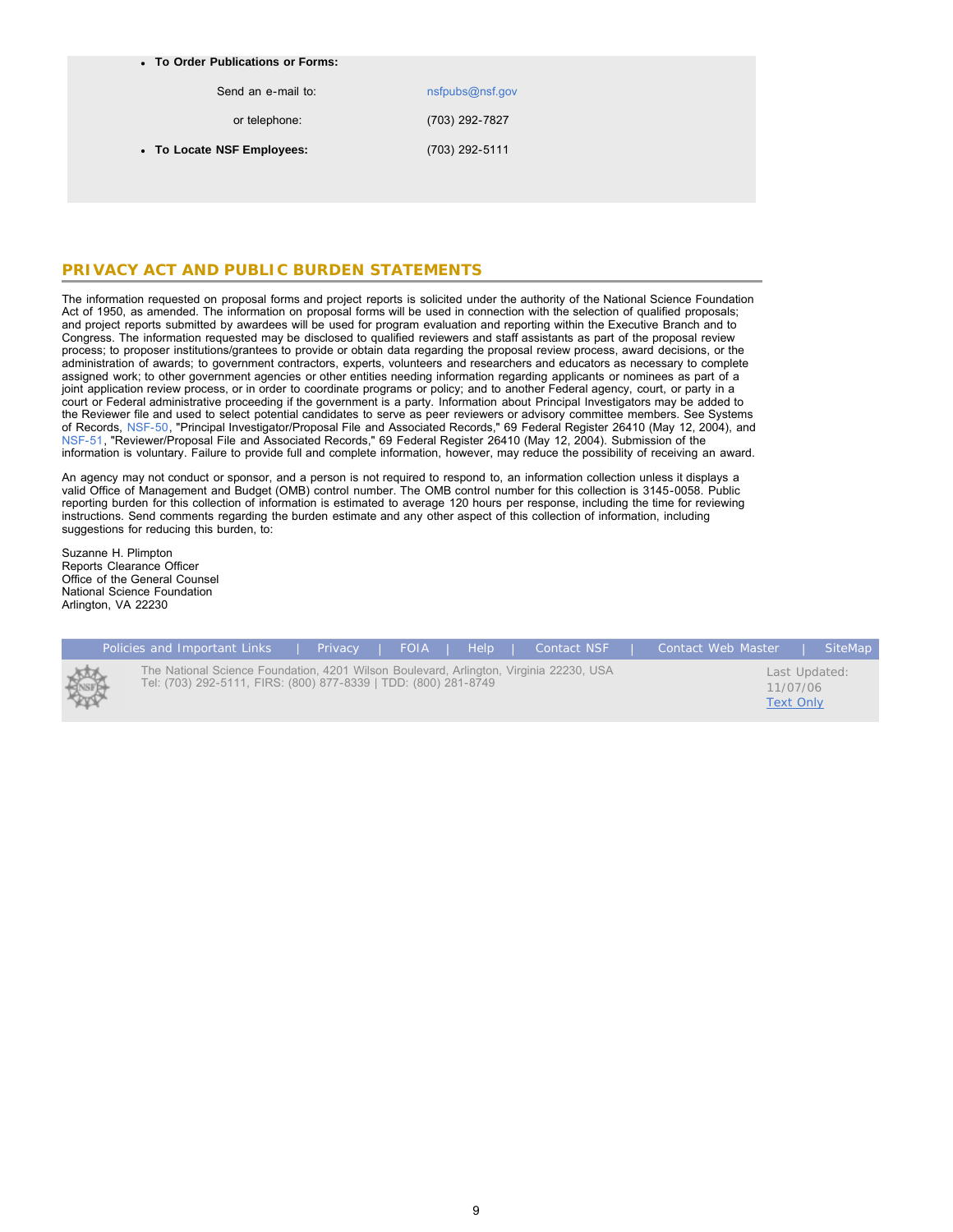- **To Order Publications or Forms:**

| | |
|---|---|
| Send an e-mail to: | nsfpubs@nsf.gov |
| or telephone: | (703) 292-7827 |

- **To Locate NSF Employees:** (703) 292-5111

## PRIVACY ACT AND PUBLIC BURDEN STATEMENTS

The information requested on proposal forms and project reports is solicited under the authority of the National Science Foundation Act of 1950, as amended. The information on proposal forms will be used in connection with the selection of qualified proposals; and project reports submitted by awardees will be used for program evaluation and reporting within the Executive Branch and to Congress. The information requested may be disclosed to qualified reviewers and staff assistants as part of the proposal review process; to proposer institutions/grantees to provide or obtain data regarding the proposal review process, award decisions, or the administration of awards; to government contractors, experts, volunteers and researchers and educators as necessary to complete assigned work; to other government agencies or other entities needing information regarding applicants or nominees as part of a joint application review process, or in order to coordinate programs or policy; and to another Federal agency, court, or party in a court or Federal administrative proceeding if the government is a party. Information about Principal Investigators may be added to the Reviewer file and used to select potential candidates to serve as peer reviewers or advisory committee members. See Systems of Records, NSF-50, "Principal Investigator/Proposal File and Associated Records," 69 Federal Register 26410 (May 12, 2004), and NSF-51, "Reviewer/Proposal File and Associated Records," 69 Federal Register 26410 (May 12, 2004). Submission of the information is voluntary. Failure to provide full and complete information, however, may reduce the possibility of receiving an award.

An agency may not conduct or sponsor, and a person is not required to respond to, an information collection unless it displays a valid Office of Management and Budget (OMB) control number. The OMB control number for this collection is 3145-0058. Public reporting burden for this collection of information is estimated to average 120 hours per response, including the time for reviewing instructions. Send comments regarding the burden estimate and any other aspect of this collection of information, including suggestions for reducing this burden, to:

Suzanne H. Plimpton
Reports Clearance Officer
Office of the General Counsel
National Science Foundation
Arlington, VA 22230

Policies and Important Links | Privacy | FOIA | Help | Contact NSF | Contact Web Master | SiteMap

The National Science Foundation, 4201 Wilson Boulevard, Arlington, Virginia 22230, USA
Tel: (703) 292-5111, FIRS: (800) 877-8339 | TDD: (800) 281-8749

Last Updated: 11/07/06
Text Only